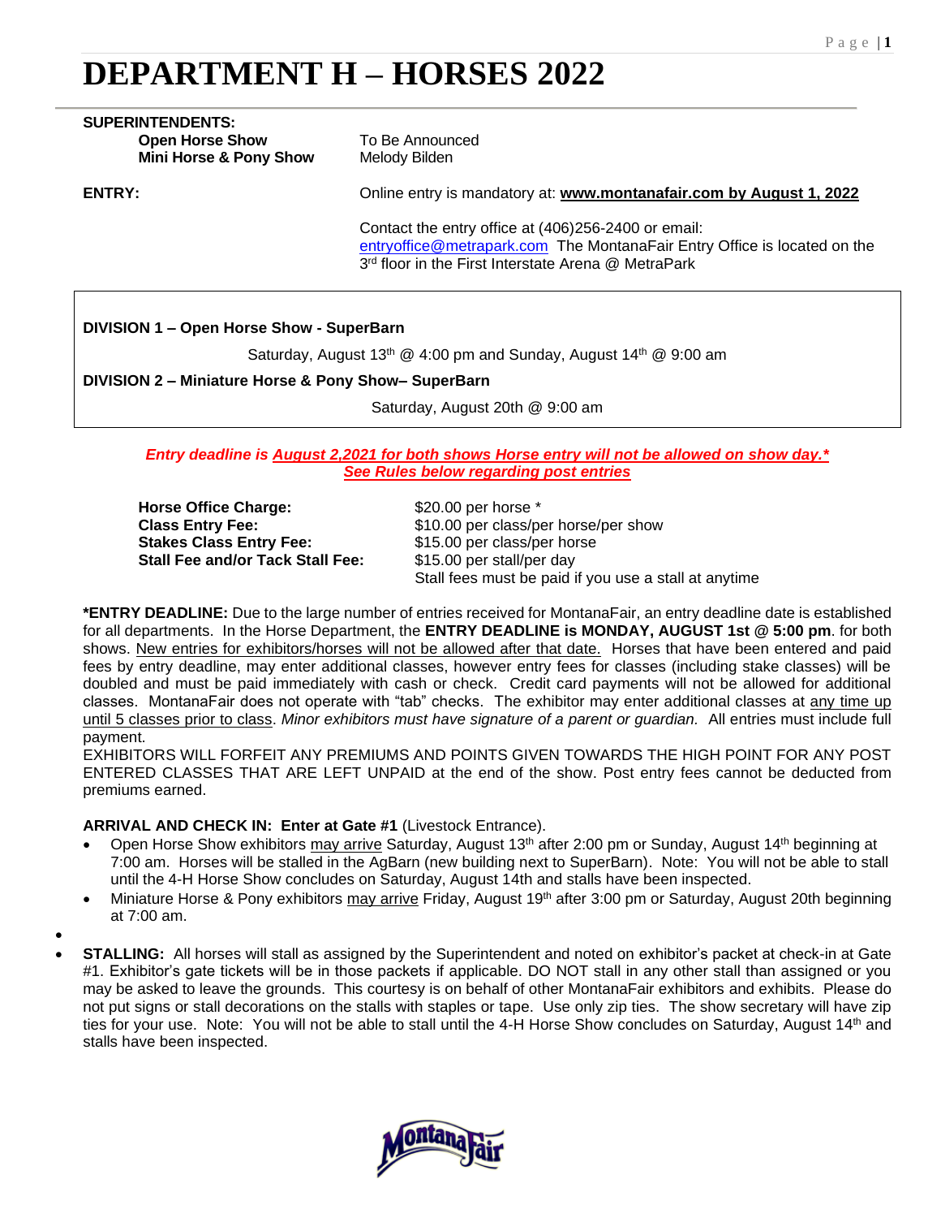// DEPARTMENT H – HORSES 2022

# DEPARTMENT H – HORSES 2022

**SUPERINTENDENTS:**

| | |
|---|---|
| **Open Horse Show** | To Be Announced |
| **Mini Horse & Pony Show** | Melody Bilden |

**ENTRY:** Online entry is mandatory at: **www.montanafair.com by August 1, 2022**

Contact the entry office at (406)256-2400 or email: entryoffice@metrapark.com The MontanaFair Entry Office is located on the 3rd floor in the First Interstate Arena @ MetraPark

**DIVISION 1 – Open Horse Show - SuperBarn**

Saturday, August 13th @ 4:00 pm and Sunday, August 14th @ 9:00 am

**DIVISION 2 – Miniature Horse & Pony Show– SuperBarn**

Saturday, August 20th @ 9:00 am

***Entry deadline is August 2,2021 for both shows Horse entry will not be allowed on show day.\****
***See Rules below regarding post entries***

| | |
|---|---|
| **Horse Office Charge:** | $20.00 per horse * |
| **Class Entry Fee:** | $10.00 per class/per horse/per show |
| **Stakes Class Entry Fee:** | $15.00 per class/per horse |
| **Stall Fee and/or Tack Stall Fee:** | $15.00 per stall/per day |
| | Stall fees must be paid if you use a stall at anytime |

**\*ENTRY DEADLINE:** Due to the large number of entries received for MontanaFair, an entry deadline date is established for all departments. In the Horse Department, the **ENTRY DEADLINE is MONDAY, AUGUST 1st @ 5:00 pm**. for both shows. New entries for exhibitors/horses will not be allowed after that date. Horses that have been entered and paid fees by entry deadline, may enter additional classes, however entry fees for classes (including stake classes) will be doubled and must be paid immediately with cash or check. Credit card payments will not be allowed for additional classes. MontanaFair does not operate with "tab" checks. The exhibitor may enter additional classes at any time up until 5 classes prior to class. *Minor exhibitors must have signature of a parent or guardian.* All entries must include full payment.

EXHIBITORS WILL FORFEIT ANY PREMIUMS AND POINTS GIVEN TOWARDS THE HIGH POINT FOR ANY POST ENTERED CLASSES THAT ARE LEFT UNPAID at the end of the show. Post entry fees cannot be deducted from premiums earned.

**ARRIVAL AND CHECK IN: Enter at Gate #1** (Livestock Entrance).

- Open Horse Show exhibitors may arrive Saturday, August 13th after 2:00 pm or Sunday, August 14th beginning at 7:00 am. Horses will be stalled in the AgBarn (new building next to SuperBarn). Note: You will not be able to stall until the 4-H Horse Show concludes on Saturday, August 14th and stalls have been inspected.
- Miniature Horse & Pony exhibitors may arrive Friday, August 19th after 3:00 pm or Saturday, August 20th beginning at 7:00 am.

- **STALLING:** All horses will stall as assigned by the Superintendent and noted on exhibitor's packet at check-in at Gate #1. Exhibitor's gate tickets will be in those packets if applicable. DO NOT stall in any other stall than assigned or you may be asked to leave the grounds. This courtesy is on behalf of other MontanaFair exhibitors and exhibits. Please do not put signs or stall decorations on the stalls with staples or tape. Use only zip ties. The show secretary will have zip ties for your use. Note: You will not be able to stall until the 4-H Horse Show concludes on Saturday, August 14th and stalls have been inspected.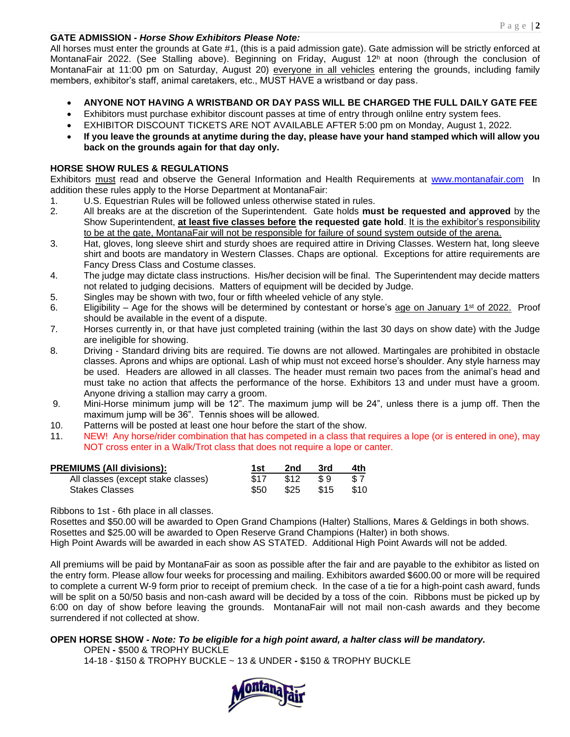**GATE ADMISSION - *Horse Show Exhibitors Please Note:***

All horses must enter the grounds at Gate #1, (this is a paid admission gate). Gate admission will be strictly enforced at MontanaFair 2022. (See Stalling above). Beginning on Friday, August 12h at noon (through the conclusion of MontanaFair at 11:00 pm on Saturday, August 20) everyone in all vehicles entering the grounds, including family members, exhibitor's staff, animal caretakers, etc., MUST HAVE a wristband or day pass.

- **ANYONE NOT HAVING A WRISTBAND OR DAY PASS WILL BE CHARGED THE FULL DAILY GATE FEE**
- Exhibitors must purchase exhibitor discount passes at time of entry through onlilne entry system fees.
- EXHIBITOR DISCOUNT TICKETS ARE NOT AVAILABLE AFTER 5:00 pm on Monday, August 1, 2022.
- **If you leave the grounds at anytime during the day, please have your hand stamped which will allow you back on the grounds again for that day only.**

**HORSE SHOW RULES & REGULATIONS**

Exhibitors must read and observe the General Information and Health Requirements at www.montanafair.com In addition these rules apply to the Horse Department at MontanaFair:

1. U.S. Equestrian Rules will be followed unless otherwise stated in rules.
2. All breaks are at the discretion of the Superintendent. Gate holds **must be requested and approved** by the Show Superintendent, **at least five classes before the requested gate hold**. It is the exhibitor's responsibility to be at the gate, MontanaFair will not be responsible for failure of sound system outside of the arena.
3. Hat, gloves, long sleeve shirt and sturdy shoes are required attire in Driving Classes. Western hat, long sleeve shirt and boots are mandatory in Western Classes. Chaps are optional. Exceptions for attire requirements are Fancy Dress Class and Costume classes.
4. The judge may dictate class instructions. His/her decision will be final. The Superintendent may decide matters not related to judging decisions. Matters of equipment will be decided by Judge.
5. Singles may be shown with two, four or fifth wheeled vehicle of any style.
6. Eligibility – Age for the shows will be determined by contestant or horse's age on January 1st of 2022. Proof should be available in the event of a dispute.
7. Horses currently in, or that have just completed training (within the last 30 days on show date) with the Judge are ineligible for showing.
8. Driving - Standard driving bits are required. Tie downs are not allowed. Martingales are prohibited in obstacle classes. Aprons and whips are optional. Lash of whip must not exceed horse's shoulder. Any style harness may be used. Headers are allowed in all classes. The header must remain two paces from the animal's head and must take no action that affects the performance of the horse. Exhibitors 13 and under must have a groom. Anyone driving a stallion may carry a groom.
9. Mini-Horse minimum jump will be 12". The maximum jump will be 24", unless there is a jump off. Then the maximum jump will be 36". Tennis shoes will be allowed.
10. Patterns will be posted at least one hour before the start of the show.
11. NEW! Any horse/rider combination that has competed in a class that requires a lope (or is entered in one), may NOT cross enter in a Walk/Trot class that does not require a lope or canter.

| **PREMIUMS (All divisions):** | 1st | 2nd | 3rd | 4th |
|---|---|---|---|---|
| All classes (except stake classes) | $17 | $12 | $ 9 | $ 7 |
| Stakes Classes | $50 | $25 | $15 | $10 |

Ribbons to 1st - 6th place in all classes.
Rosettes and $50.00 will be awarded to Open Grand Champions (Halter) Stallions, Mares & Geldings in both shows.
Rosettes and $25.00 will be awarded to Open Reserve Grand Champions (Halter) in both shows.
High Point Awards will be awarded in each show AS STATED. Additional High Point Awards will not be added.

All premiums will be paid by MontanaFair as soon as possible after the fair and are payable to the exhibitor as listed on the entry form. Please allow four weeks for processing and mailing. Exhibitors awarded $600.00 or more will be required to complete a current W-9 form prior to receipt of premium check. In the case of a tie for a high-point cash award, funds will be split on a 50/50 basis and non-cash award will be decided by a toss of the coin. Ribbons must be picked up by 6:00 on day of show before leaving the grounds. MontanaFair will not mail non-cash awards and they become surrendered if not collected at show.

**OPEN HORSE SHOW - *Note: To be eligible for a high point award, a halter class will be mandatory.***

OPEN **-** $500 & TROPHY BUCKLE
14-18 - $150 & TROPHY BUCKLE ~ 13 & UNDER **-** $150 & TROPHY BUCKLE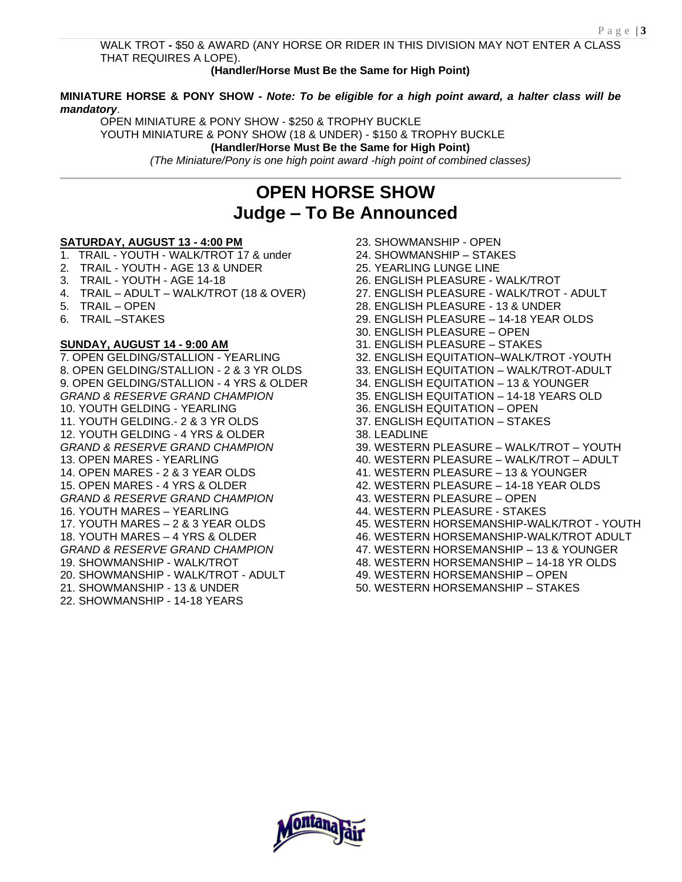WALK TROT - $50 & AWARD (ANY HORSE OR RIDER IN THIS DIVISION MAY NOT ENTER A CLASS THAT REQUIRES A LOPE).

**(Handler/Horse Must Be the Same for High Point)**

**MINIATURE HORSE & PONY SHOW -** ***Note: To be eligible for a high point award, a halter class will be mandatory***.

OPEN MINIATURE & PONY SHOW - $250 & TROPHY BUCKLE

YOUTH MINIATURE & PONY SHOW (18 & UNDER) - $150 & TROPHY BUCKLE

**(Handler/Horse Must Be the Same for High Point)**

*(The Miniature/Pony is one high point award -high point of combined classes)*

---

# OPEN HORSE SHOW
# Judge – To Be Announced

**SATURDAY, AUGUST 13 - 4:00 PM**

1. TRAIL - YOUTH - WALK/TROT 17 & under
2. TRAIL - YOUTH - AGE 13 & UNDER
3. TRAIL - YOUTH - AGE 14-18
4. TRAIL – ADULT – WALK/TROT (18 & OVER)
5. TRAIL – OPEN
6. TRAIL –STAKES

**SUNDAY, AUGUST 14 - 9:00 AM**

7. OPEN GELDING/STALLION - YEARLING
8. OPEN GELDING/STALLION - 2 & 3 YR OLDS
9. OPEN GELDING/STALLION - 4 YRS & OLDER

*GRAND & RESERVE GRAND CHAMPION*

10. YOUTH GELDING - YEARLING
11. YOUTH GELDING.- 2 & 3 YR OLDS
12. YOUTH GELDING - 4 YRS & OLDER

*GRAND & RESERVE GRAND CHAMPION*

13. OPEN MARES - YEARLING
14. OPEN MARES - 2 & 3 YEAR OLDS
15. OPEN MARES - 4 YRS & OLDER

*GRAND & RESERVE GRAND CHAMPION*

16. YOUTH MARES – YEARLING
17. YOUTH MARES – 2 & 3 YEAR OLDS
18. YOUTH MARES – 4 YRS & OLDER

*GRAND & RESERVE GRAND CHAMPION*

19. SHOWMANSHIP - WALK/TROT
20. SHOWMANSHIP - WALK/TROT - ADULT
21. SHOWMANSHIP - 13 & UNDER
22. SHOWMANSHIP - 14-18 YEARS
23. SHOWMANSHIP - OPEN
24. SHOWMANSHIP – STAKES
25. YEARLING LUNGE LINE
26. ENGLISH PLEASURE - WALK/TROT
27. ENGLISH PLEASURE - WALK/TROT - ADULT
28. ENGLISH PLEASURE - 13 & UNDER
29. ENGLISH PLEASURE – 14-18 YEAR OLDS
30. ENGLISH PLEASURE – OPEN
31. ENGLISH PLEASURE – STAKES
32. ENGLISH EQUITATION–WALK/TROT -YOUTH
33. ENGLISH EQUITATION – WALK/TROT-ADULT
34. ENGLISH EQUITATION – 13 & YOUNGER
35. ENGLISH EQUITATION – 14-18 YEARS OLD
36. ENGLISH EQUITATION – OPEN
37. ENGLISH EQUITATION – STAKES
38. LEADLINE
39. WESTERN PLEASURE – WALK/TROT – YOUTH
40. WESTERN PLEASURE – WALK/TROT – ADULT
41. WESTERN PLEASURE – 13 & YOUNGER
42. WESTERN PLEASURE – 14-18 YEAR OLDS
43. WESTERN PLEASURE – OPEN
44. WESTERN PLEASURE - STAKES
45. WESTERN HORSEMANSHIP-WALK/TROT - YOUTH
46. WESTERN HORSEMANSHIP-WALK/TROT ADULT
47. WESTERN HORSEMANSHIP – 13 & YOUNGER
48. WESTERN HORSEMANSHIP – 14-18 YR OLDS
49. WESTERN HORSEMANSHIP – OPEN
50. WESTERN HORSEMANSHIP – STAKES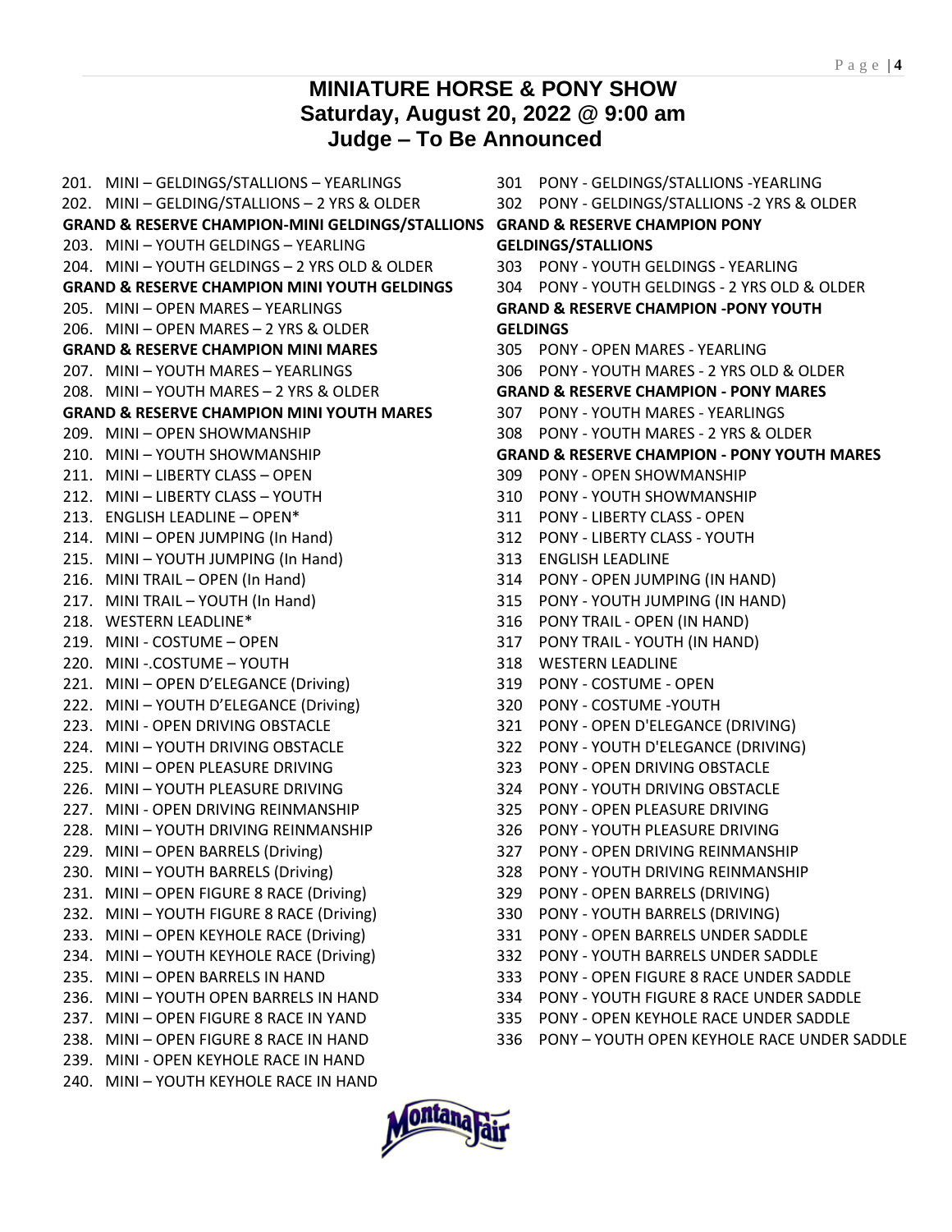# MINIATURE HORSE & PONY SHOW
## Saturday, August 20, 2022 @ 9:00 am
## Judge – To Be Announced

201. MINI – GELDINGS/STALLIONS – YEARLINGS
202. MINI – GELDING/STALLIONS – 2 YRS & OLDER

**GRAND & RESERVE CHAMPION-MINI GELDINGS/STALLIONS**

203. MINI – YOUTH GELDINGS – YEARLING
204. MINI – YOUTH GELDINGS – 2 YRS OLD & OLDER

**GRAND & RESERVE CHAMPION MINI YOUTH GELDINGS**

205. MINI – OPEN MARES – YEARLINGS
206. MINI – OPEN MARES – 2 YRS & OLDER

**GRAND & RESERVE CHAMPION MINI MARES**

207. MINI – YOUTH MARES – YEARLINGS
208. MINI – YOUTH MARES – 2 YRS & OLDER

**GRAND & RESERVE CHAMPION MINI YOUTH MARES**

209. MINI – OPEN SHOWMANSHIP
210. MINI – YOUTH SHOWMANSHIP
211. MINI – LIBERTY CLASS – OPEN
212. MINI – LIBERTY CLASS – YOUTH
213. ENGLISH LEADLINE – OPEN*
214. MINI – OPEN JUMPING (In Hand)
215. MINI – YOUTH JUMPING (In Hand)
216. MINI TRAIL – OPEN (In Hand)
217. MINI TRAIL – YOUTH (In Hand)
218. WESTERN LEADLINE*
219. MINI - COSTUME – OPEN
220. MINI -.COSTUME – YOUTH
221. MINI – OPEN D'ELEGANCE (Driving)
222. MINI – YOUTH D'ELEGANCE (Driving)
223. MINI - OPEN DRIVING OBSTACLE
224. MINI – YOUTH DRIVING OBSTACLE
225. MINI – OPEN PLEASURE DRIVING
226. MINI – YOUTH PLEASURE DRIVING
227. MINI - OPEN DRIVING REINMANSHIP
228. MINI – YOUTH DRIVING REINMANSHIP
229. MINI – OPEN BARRELS (Driving)
230. MINI – YOUTH BARRELS (Driving)
231. MINI – OPEN FIGURE 8 RACE (Driving)
232. MINI – YOUTH FIGURE 8 RACE (Driving)
233. MINI – OPEN KEYHOLE RACE (Driving)
234. MINI – YOUTH KEYHOLE RACE (Driving)
235. MINI – OPEN BARRELS IN HAND
236. MINI – YOUTH OPEN BARRELS IN HAND
237. MINI – OPEN FIGURE 8 RACE IN YAND
238. MINI – OPEN FIGURE 8 RACE IN HAND
239. MINI - OPEN KEYHOLE RACE IN HAND
240. MINI – YOUTH KEYHOLE RACE IN HAND

301 PONY - GELDINGS/STALLIONS -YEARLING
302 PONY - GELDINGS/STALLIONS -2 YRS & OLDER

**GRAND & RESERVE CHAMPION PONY GELDINGS/STALLIONS**

303 PONY - YOUTH GELDINGS - YEARLING
304 PONY - YOUTH GELDINGS - 2 YRS OLD & OLDER

**GRAND & RESERVE CHAMPION -PONY YOUTH GELDINGS**

305 PONY - OPEN MARES - YEARLING
306 PONY - YOUTH MARES - 2 YRS OLD & OLDER

**GRAND & RESERVE CHAMPION - PONY MARES**

307 PONY - YOUTH MARES - YEARLINGS
308 PONY - YOUTH MARES - 2 YRS & OLDER

**GRAND & RESERVE CHAMPION - PONY YOUTH MARES**

309 PONY - OPEN SHOWMANSHIP
310 PONY - YOUTH SHOWMANSHIP
311 PONY - LIBERTY CLASS - OPEN
312 PONY - LIBERTY CLASS - YOUTH
313 ENGLISH LEADLINE
314 PONY - OPEN JUMPING (IN HAND)
315 PONY - YOUTH JUMPING (IN HAND)
316 PONY TRAIL - OPEN (IN HAND)
317 PONY TRAIL - YOUTH (IN HAND)
318 WESTERN LEADLINE
319 PONY - COSTUME - OPEN
320 PONY - COSTUME -YOUTH
321 PONY - OPEN D'ELEGANCE (DRIVING)
322 PONY - YOUTH D'ELEGANCE (DRIVING)
323 PONY - OPEN DRIVING OBSTACLE
324 PONY - YOUTH DRIVING OBSTACLE
325 PONY - OPEN PLEASURE DRIVING
326 PONY - YOUTH PLEASURE DRIVING
327 PONY - OPEN DRIVING REINMANSHIP
328 PONY - YOUTH DRIVING REINMANSHIP
329 PONY - OPEN BARRELS (DRIVING)
330 PONY - YOUTH BARRELS (DRIVING)
331 PONY - OPEN BARRELS UNDER SADDLE
332 PONY - YOUTH BARRELS UNDER SADDLE
333 PONY - OPEN FIGURE 8 RACE UNDER SADDLE
334 PONY - YOUTH FIGURE 8 RACE UNDER SADDLE
335 PONY - OPEN KEYHOLE RACE UNDER SADDLE
336 PONY – YOUTH OPEN KEYHOLE RACE UNDER SADDLE